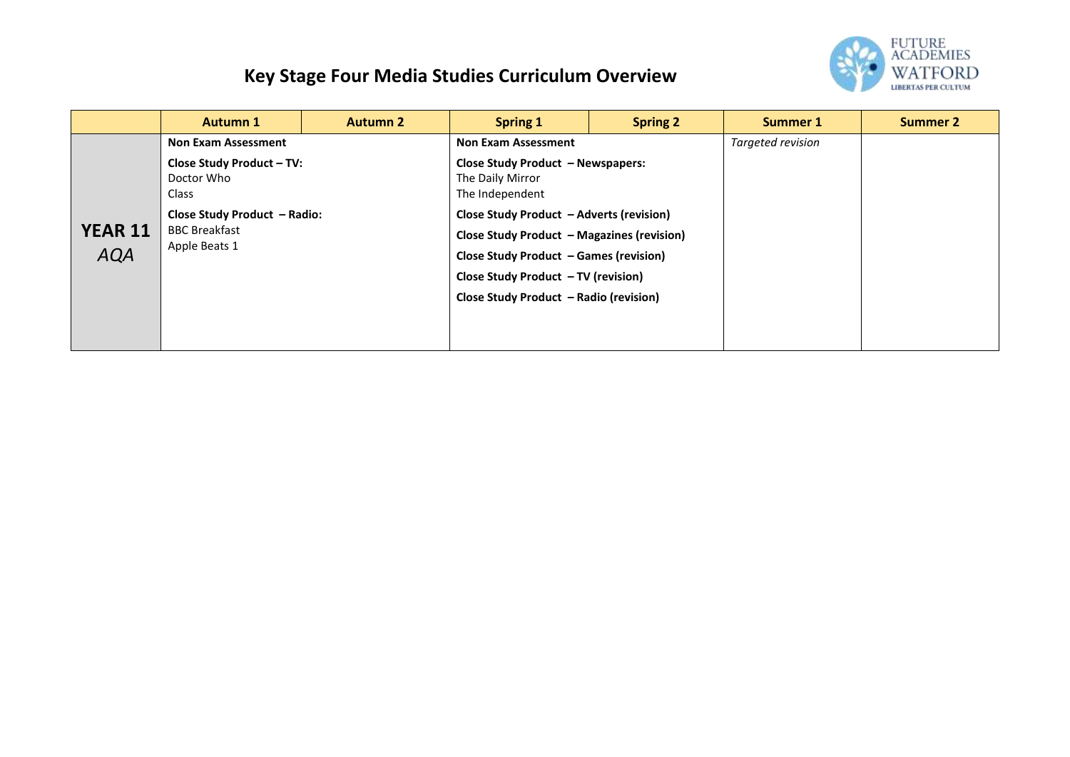# Key Stage Four Media Studies Curriculum Overview

| | Autumn 1 | Autumn 2 | Spring 1 | Spring 2 | Summer 1 | Summer 2 |
|---|---|---|---|---|---|---|
| **YEAR 11** *AQA* | **Non Exam Assessment**<br><br>**Close Study Product – TV:**<br>Doctor Who<br>Class<br><br>**Close Study Product – Radio:**<br>BBC Breakfast<br>Apple Beats 1 | | **Non Exam Assessment**<br><br>**Close Study Product – Newspapers:**<br>The Daily Mirror<br>The Independent<br><br>**Close Study Product – Adverts (revision)**<br><br>**Close Study Product – Magazines (revision)**<br><br>**Close Study Product – Games (revision)**<br><br>**Close Study Product – TV (revision)**<br><br>**Close Study Product – Radio (revision)** | | *Targeted revision* | |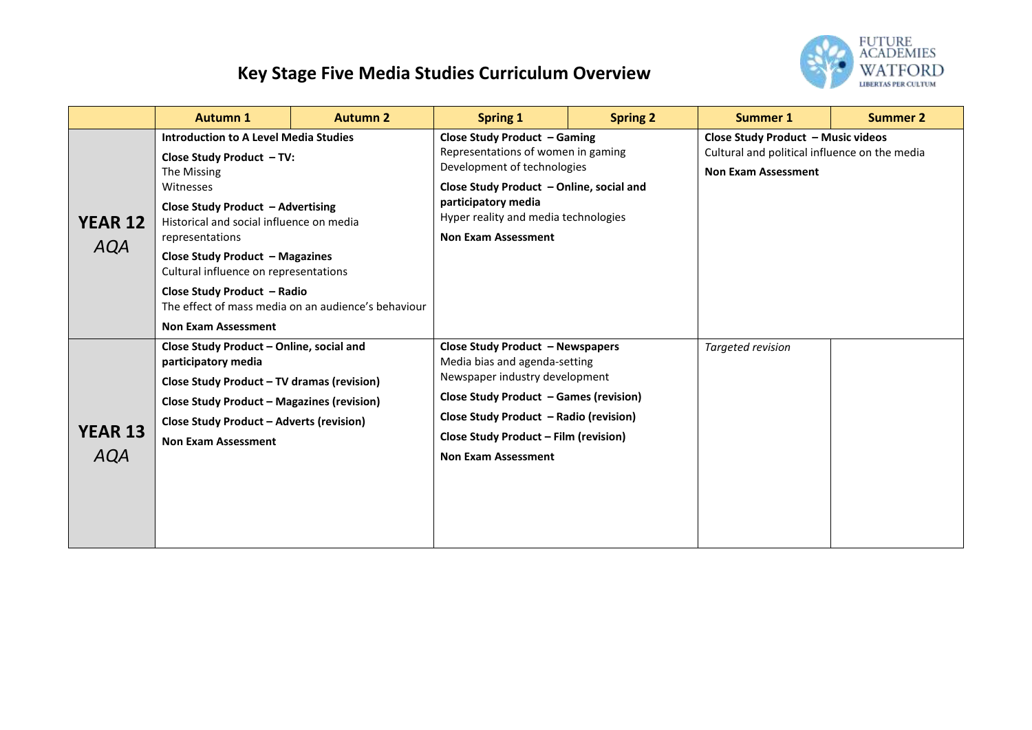# Key Stage Five Media Studies Curriculum Overview

FUTURE ACADEMIES WATFORD
LIBERTAS PER CULTUM

| | Autumn 1 | Autumn 2 | Spring 1 | Spring 2 | Summer 1 | Summer 2 |
|---|---|---|---|---|---|---|
| **YEAR 12** *AQA* | **Introduction to A Level Media Studies**<br>**Close Study Product – TV:**<br>The Missing<br>Witnesses<br>**Close Study Product – Advertising**<br>Historical and social influence on media representations<br>**Close Study Product – Magazines**<br>Cultural influence on representations<br>**Close Study Product – Radio**<br>The effect of mass media on an audience's behaviour<br>**Non Exam Assessment** | | **Close Study Product – Gaming**<br>Representations of women in gaming<br>Development of technologies<br>**Close Study Product – Online, social and participatory media**<br>Hyper reality and media technologies<br>**Non Exam Assessment** | | **Close Study Product – Music videos**<br>Cultural and political influence on the media<br>**Non Exam Assessment** | |
| **YEAR 13** *AQA* | **Close Study Product – Online, social and participatory media**<br>**Close Study Product – TV dramas (revision)**<br>**Close Study Product – Magazines (revision)**<br>**Close Study Product – Adverts (revision)**<br>**Non Exam Assessment** | | **Close Study Product – Newspapers**<br>Media bias and agenda-setting<br>Newspaper industry development<br>**Close Study Product – Games (revision)**<br>**Close Study Product – Radio (revision)**<br>**Close Study Product – Film (revision)**<br>**Non Exam Assessment** | | *Targeted revision* | |